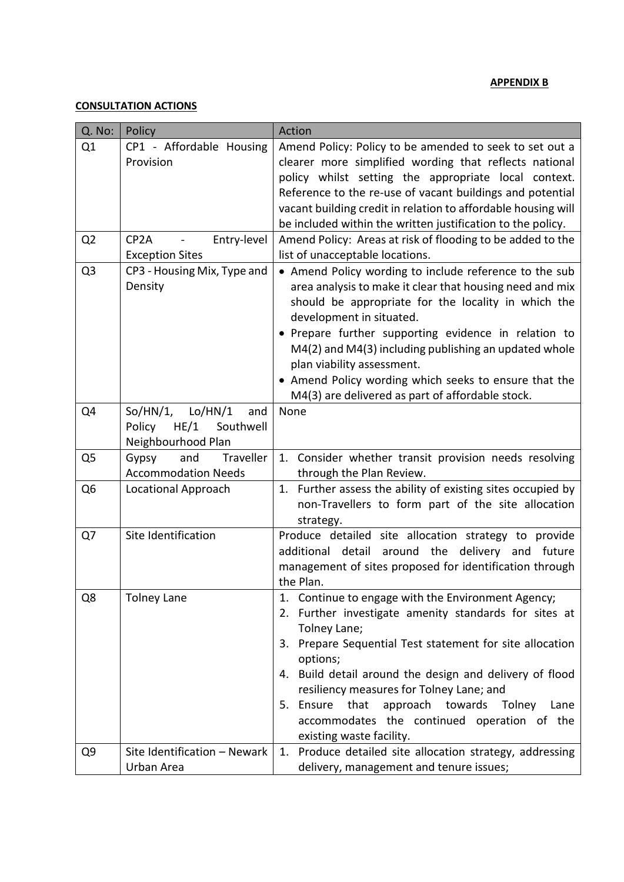**APPENDIX B**

**CONSULTATION ACTIONS**

| Q. No: | Policy | Action |
|---|---|---|
| Q1 | CP1 - Affordable Housing Provision | Amend Policy: Policy to be amended to seek to set out a clearer more simplified wording that reflects national policy whilst setting the appropriate local context. Reference to the re-use of vacant buildings and potential vacant building credit in relation to affordable housing will be included within the written justification to the policy. |
| Q2 | CP2A - Entry-level Exception Sites | Amend Policy: Areas at risk of flooding to be added to the list of unacceptable locations. |
| Q3 | CP3 - Housing Mix, Type and Density | • Amend Policy wording to include reference to the sub area analysis to make it clear that housing need and mix should be appropriate for the locality in which the development in situated.<br>• Prepare further supporting evidence in relation to M4(2) and M4(3) including publishing an updated whole plan viability assessment.<br>• Amend Policy wording which seeks to ensure that the M4(3) are delivered as part of affordable stock. |
| Q4 | So/HN/1, Lo/HN/1 and Policy HE/1 Southwell Neighbourhood Plan | None |
| Q5 | Gypsy and Traveller Accommodation Needs | 1. Consider whether transit provision needs resolving through the Plan Review. |
| Q6 | Locational Approach | 1. Further assess the ability of existing sites occupied by non-Travellers to form part of the site allocation strategy. |
| Q7 | Site Identification | Produce detailed site allocation strategy to provide additional detail around the delivery and future management of sites proposed for identification through the Plan. |
| Q8 | Tolney Lane | 1. Continue to engage with the Environment Agency;<br>2. Further investigate amenity standards for sites at Tolney Lane;<br>3. Prepare Sequential Test statement for site allocation options;<br>4. Build detail around the design and delivery of flood resiliency measures for Tolney Lane; and<br>5. Ensure that approach towards Tolney Lane accommodates the continued operation of the existing waste facility. |
| Q9 | Site Identification – Newark Urban Area | 1. Produce detailed site allocation strategy, addressing delivery, management and tenure issues; |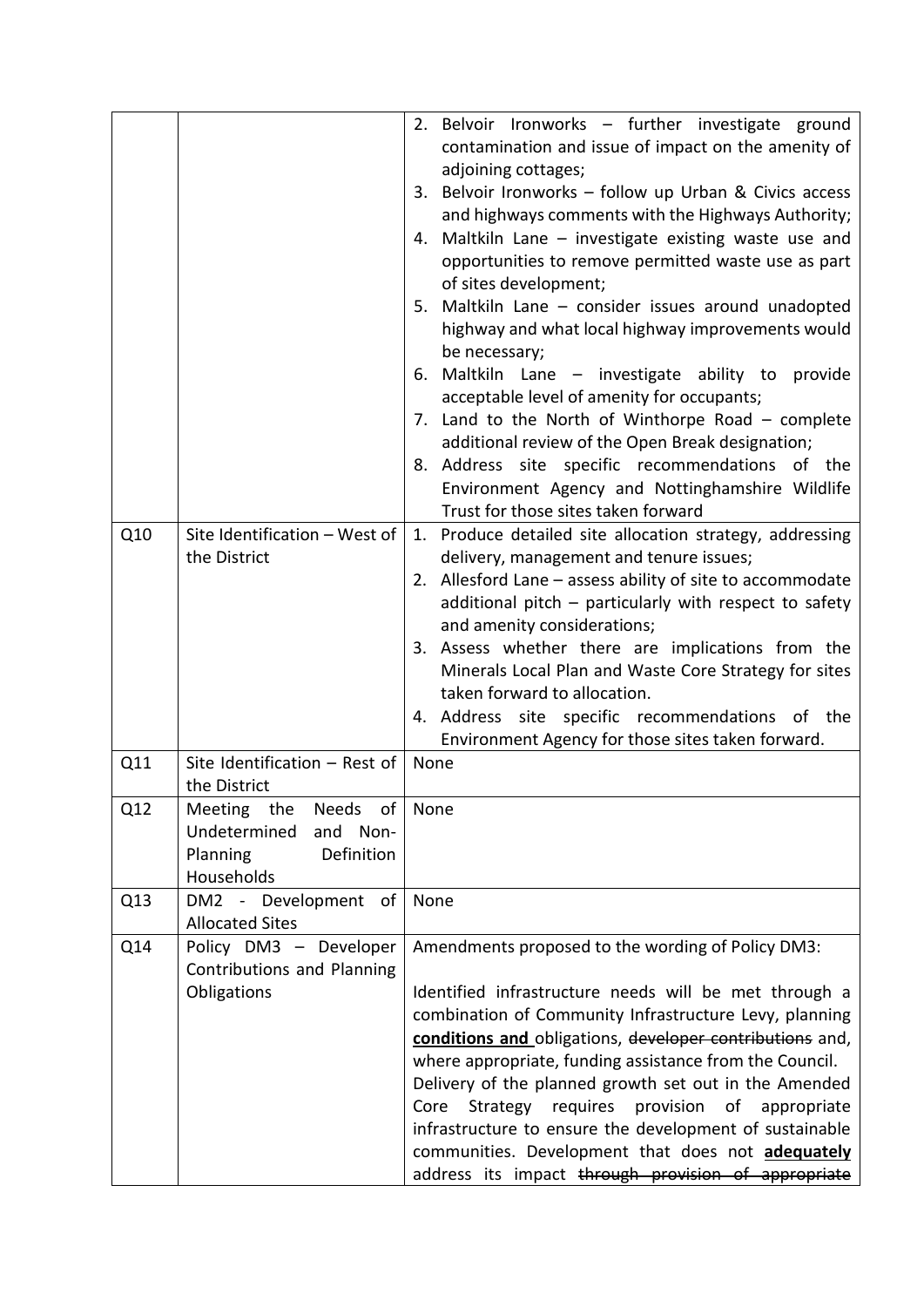| | | |
|---|---|---|
| | | 2. Belvoir Ironworks – further investigate ground contamination and issue of impact on the amenity of adjoining cottages;<br>3. Belvoir Ironworks – follow up Urban & Civics access and highways comments with the Highways Authority;<br>4. Maltkiln Lane – investigate existing waste use and opportunities to remove permitted waste use as part of sites development;<br>5. Maltkiln Lane – consider issues around unadopted highway and what local highway improvements would be necessary;<br>6. Maltkiln Lane – investigate ability to provide acceptable level of amenity for occupants;<br>7. Land to the North of Winthorpe Road – complete additional review of the Open Break designation;<br>8. Address site specific recommendations of the Environment Agency and Nottinghamshire Wildlife Trust for those sites taken forward |
| Q10 | Site Identification – West of the District | 1. Produce detailed site allocation strategy, addressing delivery, management and tenure issues;<br>2. Allesford Lane – assess ability of site to accommodate additional pitch – particularly with respect to safety and amenity considerations;<br>3. Assess whether there are implications from the Minerals Local Plan and Waste Core Strategy for sites taken forward to allocation.<br>4. Address site specific recommendations of the Environment Agency for those sites taken forward. |
| Q11 | Site Identification – Rest of the District | None |
| Q12 | Meeting the Needs of Undetermined and Non-Planning Definition Households | None |
| Q13 | DM2 - Development of Allocated Sites | None |
| Q14 | Policy DM3 – Developer Contributions and Planning Obligations | Amendments proposed to the wording of Policy DM3:<br><br>Identified infrastructure needs will be met through a combination of Community Infrastructure Levy, planning **conditions and** obligations, ~~developer contributions~~ and, where appropriate, funding assistance from the Council. Delivery of the planned growth set out in the Amended Core Strategy requires provision of appropriate infrastructure to ensure the development of sustainable communities. Development that does not **adequately** address its impact ~~through provision of appropriate~~ |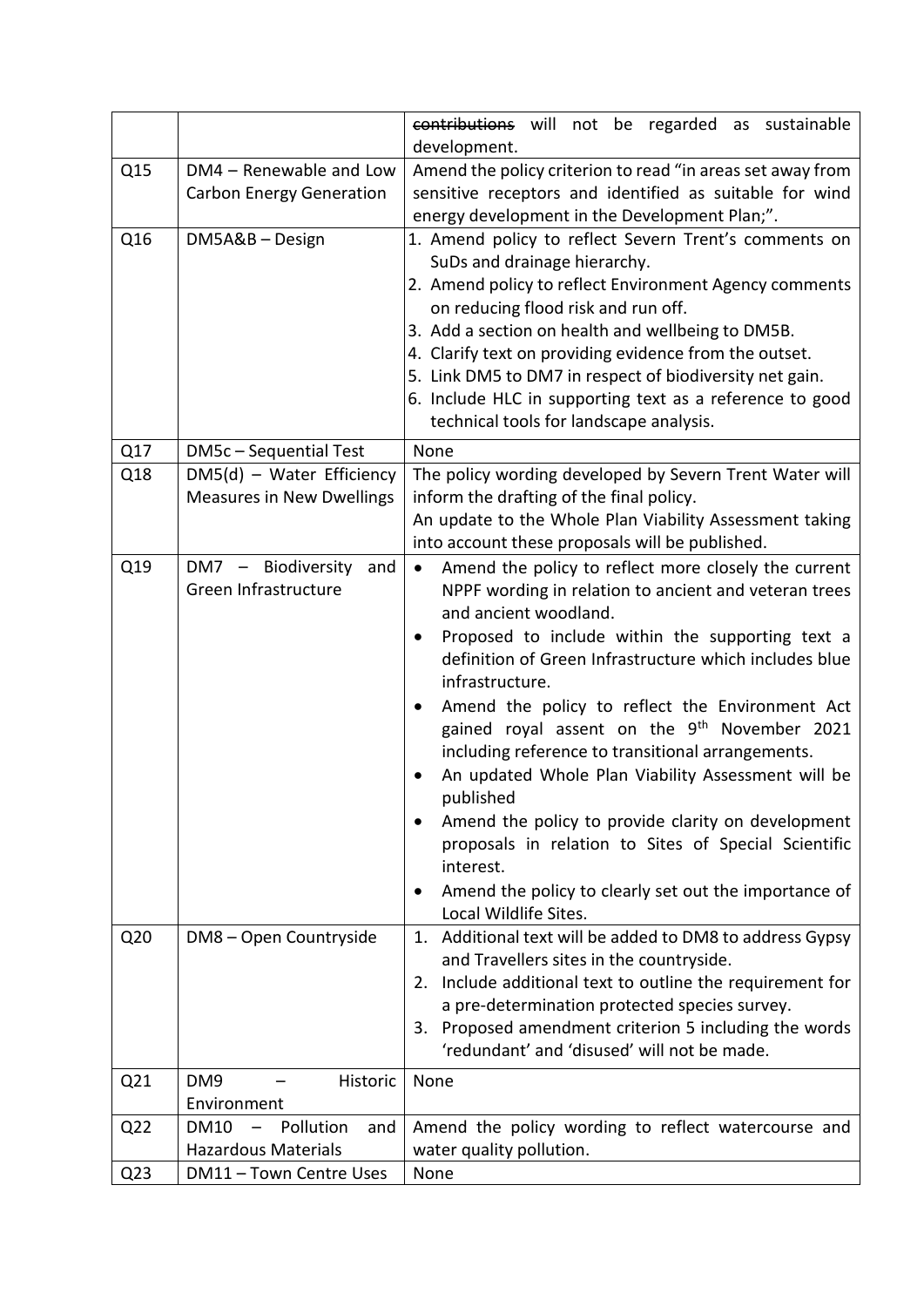| | | |
|---|---|---|
| | | ~~contributions~~ will not be regarded as sustainable development. |
| Q15 | DM4 – Renewable and Low Carbon Energy Generation | Amend the policy criterion to read "in areas set away from sensitive receptors and identified as suitable for wind energy development in the Development Plan;". |
| Q16 | DM5A&B – Design | 1. Amend policy to reflect Severn Trent's comments on SuDs and drainage hierarchy.<br>2. Amend policy to reflect Environment Agency comments on reducing flood risk and run off.<br>3. Add a section on health and wellbeing to DM5B.<br>4. Clarify text on providing evidence from the outset.<br>5. Link DM5 to DM7 in respect of biodiversity net gain.<br>6. Include HLC in supporting text as a reference to good technical tools for landscape analysis. |
| Q17 | DM5c – Sequential Test | None |
| Q18 | DM5(d) – Water Efficiency Measures in New Dwellings | The policy wording developed by Severn Trent Water will inform the drafting of the final policy.<br>An update to the Whole Plan Viability Assessment taking into account these proposals will be published. |
| Q19 | DM7 – Biodiversity and Green Infrastructure | • Amend the policy to reflect more closely the current NPPF wording in relation to ancient and veteran trees and ancient woodland.<br>• Proposed to include within the supporting text a definition of Green Infrastructure which includes blue infrastructure.<br>• Amend the policy to reflect the Environment Act gained royal assent on the 9th November 2021 including reference to transitional arrangements.<br>• An updated Whole Plan Viability Assessment will be published<br>• Amend the policy to provide clarity on development proposals in relation to Sites of Special Scientific interest.<br>• Amend the policy to clearly set out the importance of Local Wildlife Sites. |
| Q20 | DM8 – Open Countryside | 1. Additional text will be added to DM8 to address Gypsy and Travellers sites in the countryside.<br>2. Include additional text to outline the requirement for a pre-determination protected species survey.<br>3. Proposed amendment criterion 5 including the words 'redundant' and 'disused' will not be made. |
| Q21 | DM9 – Historic Environment | None |
| Q22 | DM10 – Pollution and Hazardous Materials | Amend the policy wording to reflect watercourse and water quality pollution. |
| Q23 | DM11 – Town Centre Uses | None |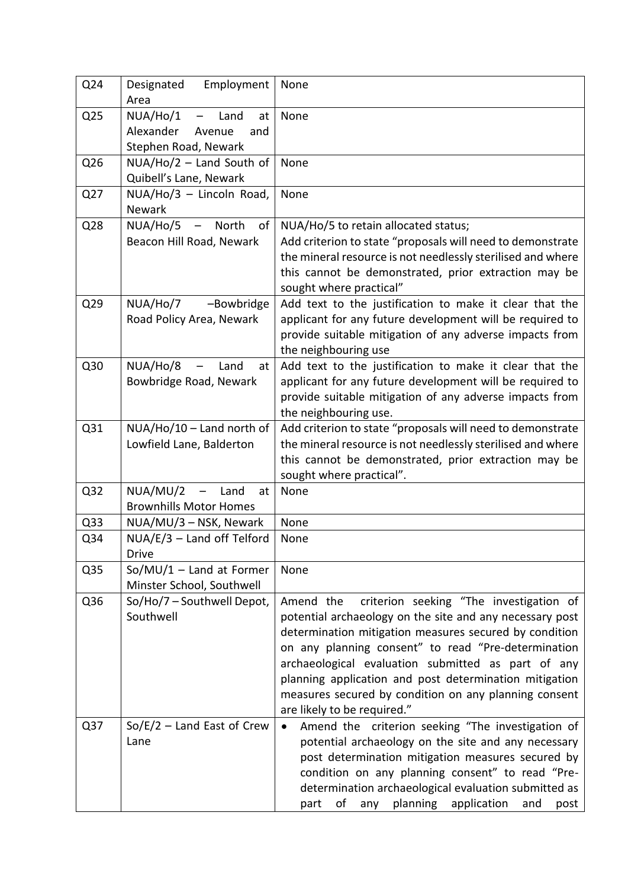| | | |
|---|---|---|
| Q24 | Designated Employment Area | None |
| Q25 | NUA/Ho/1 – Land at Alexander Avenue and Stephen Road, Newark | None |
| Q26 | NUA/Ho/2 – Land South of Quibell's Lane, Newark | None |
| Q27 | NUA/Ho/3 – Lincoln Road, Newark | None |
| Q28 | NUA/Ho/5 – North of Beacon Hill Road, Newark | NUA/Ho/5 to retain allocated status;<br>Add criterion to state "proposals will need to demonstrate the mineral resource is not needlessly sterilised and where this cannot be demonstrated, prior extraction may be sought where practical" |
| Q29 | NUA/Ho/7 –Bowbridge Road Policy Area, Newark | Add text to the justification to make it clear that the applicant for any future development will be required to provide suitable mitigation of any adverse impacts from the neighbouring use |
| Q30 | NUA/Ho/8 – Land at Bowbridge Road, Newark | Add text to the justification to make it clear that the applicant for any future development will be required to provide suitable mitigation of any adverse impacts from the neighbouring use. |
| Q31 | NUA/Ho/10 – Land north of Lowfield Lane, Balderton | Add criterion to state "proposals will need to demonstrate the mineral resource is not needlessly sterilised and where this cannot be demonstrated, prior extraction may be sought where practical". |
| Q32 | NUA/MU/2 – Land at Brownhills Motor Homes | None |
| Q33 | NUA/MU/3 – NSK, Newark | None |
| Q34 | NUA/E/3 – Land off Telford Drive | None |
| Q35 | So/MU/1 – Land at Former Minster School, Southwell | None |
| Q36 | So/Ho/7 – Southwell Depot, Southwell | Amend the criterion seeking "The investigation of potential archaeology on the site and any post determination mitigation measures secured by condition on any planning consent" to read "Pre-determination archaeological evaluation submitted as part of any planning application and post determination mitigation measures secured by condition on any planning consent are likely to be required." |
| Q37 | So/E/2 – Land East of Crew Lane | • Amend the criterion seeking "The investigation of potential archaeology on the site and any necessary post determination mitigation measures secured by condition on any planning consent" to read "Pre-determination archaeological evaluation submitted as part of any planning application and post |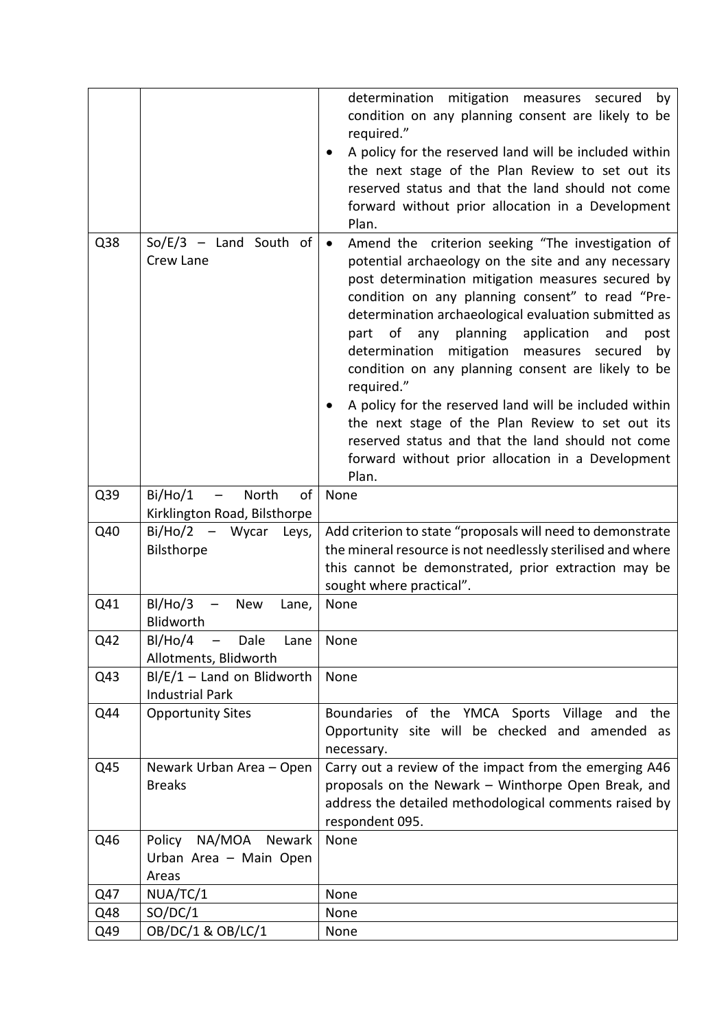| | | |
|---|---|---|
| | | determination mitigation measures secured by condition on any planning consent are likely to be required."<br>• A policy for the reserved land will be included within the next stage of the Plan Review to set out its reserved status and that the land should not come forward without prior allocation in a Development Plan. |
| Q38 | So/E/3 – Land South of Crew Lane | • Amend the criterion seeking "The investigation of potential archaeology on the site and any necessary post determination mitigation measures secured by condition on any planning consent" to read "Pre-determination archaeological evaluation submitted as part of any planning application and post determination mitigation measures secured by condition on any planning consent are likely to be required."<br>• A policy for the reserved land will be included within the next stage of the Plan Review to set out its reserved status and that the land should not come forward without prior allocation in a Development Plan. |
| Q39 | Bi/Ho/1 – North of Kirklington Road, Bilsthorpe | None |
| Q40 | Bi/Ho/2 – Wycar Leys, Bilsthorpe | Add criterion to state "proposals will need to demonstrate the mineral resource is not needlessly sterilised and where this cannot be demonstrated, prior extraction may be sought where practical". |
| Q41 | Bl/Ho/3 – New Lane, Blidworth | None |
| Q42 | Bl/Ho/4 – Dale Lane Allotments, Blidworth | None |
| Q43 | Bl/E/1 – Land on Blidworth Industrial Park | None |
| Q44 | Opportunity Sites | Boundaries of the YMCA Sports Village and the Opportunity site will be checked and amended as necessary. |
| Q45 | Newark Urban Area – Open Breaks | Carry out a review of the impact from the emerging A46 proposals on the Newark – Winthorpe Open Break, and address the detailed methodological comments raised by respondent 095. |
| Q46 | Policy NA/MOA Newark Urban Area – Main Open Areas | None |
| Q47 | NUA/TC/1 | None |
| Q48 | SO/DC/1 | None |
| Q49 | OB/DC/1 & OB/LC/1 | None |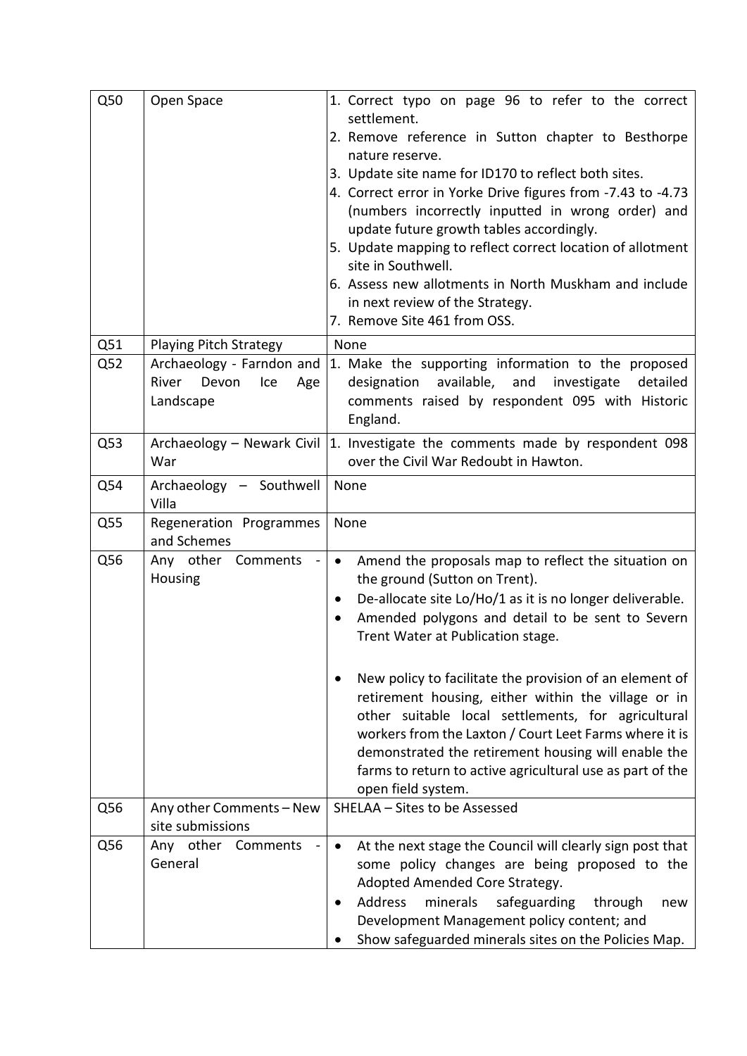| | | |
|---|---|---|
| Q50 | Open Space | 1. Correct typo on page 96 to refer to the correct settlement.<br>2. Remove reference in Sutton chapter to Besthorpe nature reserve.<br>3. Update site name for ID170 to reflect both sites.<br>4. Correct error in Yorke Drive figures from -7.43 to -4.73 (numbers incorrectly inputted in wrong order) and update future growth tables accordingly.<br>5. Update mapping to reflect correct location of allotment site in Southwell.<br>6. Assess new allotments in North Muskham and include in next review of the Strategy.<br>7. Remove Site 461 from OSS. |
| Q51 | Playing Pitch Strategy | None |
| Q52 | Archaeology - Farndon and River Devon Ice Age Landscape | 1. Make the supporting information to the proposed designation available, and investigate detailed comments raised by respondent 095 with Historic England. |
| Q53 | Archaeology – Newark Civil War | 1. Investigate the comments made by respondent 098 over the Civil War Redoubt in Hawton. |
| Q54 | Archaeology – Southwell Villa | None |
| Q55 | Regeneration Programmes and Schemes | None |
| Q56 | Any other Comments - Housing | • Amend the proposals map to reflect the situation on the ground (Sutton on Trent).<br>• De-allocate site Lo/Ho/1 as it is no longer deliverable.<br>• Amended polygons and detail to be sent to Severn Trent Water at Publication stage.<br><br>• New policy to facilitate the provision of an element of retirement housing, either within the village or in other suitable local settlements, for agricultural workers from the Laxton / Court Leet Farms where it is demonstrated the retirement housing will enable the farms to return to active agricultural use as part of the open field system. |
| Q56 | Any other Comments – New site submissions | SHELAA – Sites to be Assessed |
| Q56 | Any other Comments - General | • At the next stage the Council will clearly sign post that some policy changes are being proposed to the Adopted Amended Core Strategy.<br>• Address minerals safeguarding through new Development Management policy content; and<br>• Show safeguarded minerals sites on the Policies Map. |